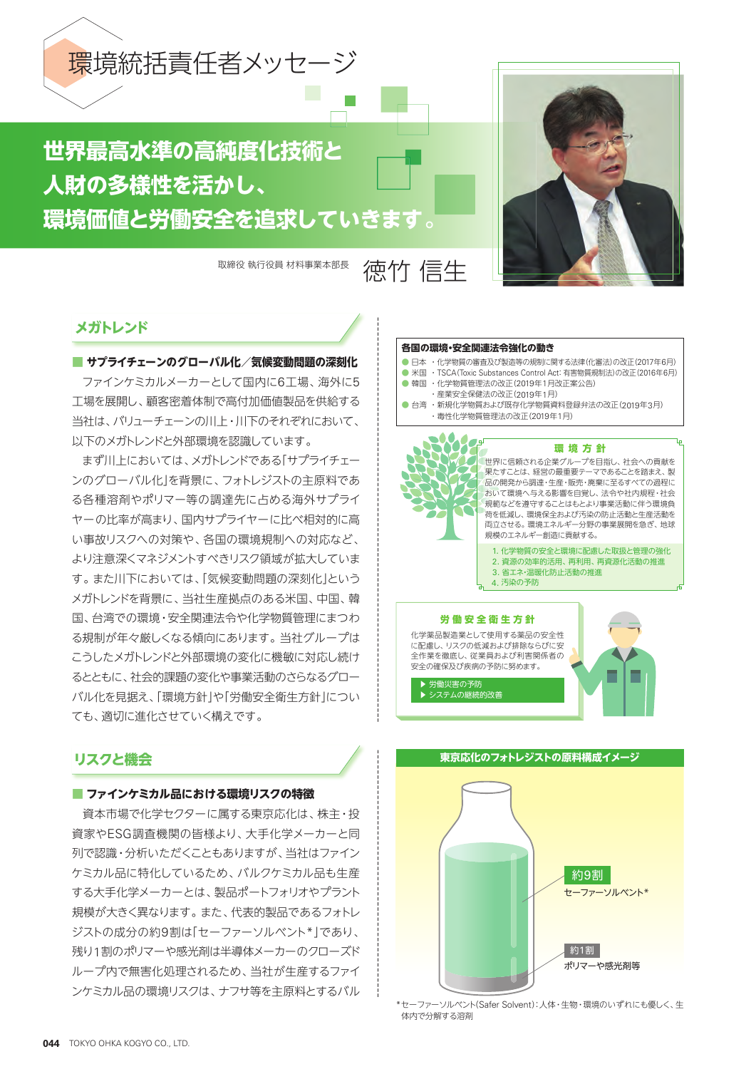# 環境統括責任者メッセージ

## 世界最高水準の高純度化技術と人財の多様性を活かし、環境価値と労働安全を追求していきます。

取締役 執行役員 材料事業本部長　徳竹 信生

## メガトレンド

### ■ サプライチェーンのグローバル化／気候変動問題の深刻化

ファインケミカルメーカーとして国内に6工場、海外に5工場を展開し、顧客密着体制で高付加価値製品を供給する当社は、バリューチェーンの川上・川下のそれぞれにおいて、以下のメガトレンドと外部環境を認識しています。

まず川上においては、メガトレンドである「サプライチェーンのグローバル化」を背景に、フォトレジストの主原料である各種溶剤やポリマー等の調達先に占める海外サプライヤーの比率が高まり、国内サプライヤーに比べ相対的に高い事故リスクへの対策や、各国の環境規制への対応など、より注意深くマネジメントすべきリスク領域が拡大しています。また川下においては、「気候変動問題の深刻化」というメガトレンドを背景に、当社生産拠点のある米国、中国、韓国、台湾での環境・安全関連法令や化学物質管理にまつわる規制が年々厳しくなる傾向にあります。当社グループはこうしたメガトレンドと外部環境の変化に機敏に対応し続けるとともに、社会的課題の変化や事業活動のさらなるグローバル化を見据え、「環境方針」や「労働安全衛生方針」についても、適切に進化させていく構えです。

**各国の環境・安全関連法令強化の動き**

- 日本 ・化学物質の審査及び製造等の規制に関する法律（化審法）の改正（2017年6月）
- 米国 ・TSCA（Toxic Substances Control Act: 有害物質規制法）の改正（2016年6月）
- 韓国 ・化学物質管理法の改正（2019年1月改正案公告）
  - ・産業安全保健法の改正（2019年1月）
- 台湾 ・新規化学物質および既存化学物質資料登録弁法の改正（2019年3月）
  - ・毒性化学物質管理法の改正（2019年1月）

**環境方針**

世界に信頼される企業グループを目指し、社会への貢献を果たすことは、経営の最重要テーマであることを踏まえ、製品の開発から調達・生産・販売・廃棄に至るすべての過程において環境へ与える影響を自覚し、法令や社内規程・社会規範などを遵守することはもとより事業活動に伴う環境負荷を低減し、環境保全および汚染の防止活動と生産活動を両立させる。環境エネルギー分野の事業展開を急ぎ、地球規模のエネルギー創造に貢献する。

1. 化学物質の安全と環境に配慮した取扱と管理の強化
2. 資源の効率的活用、再利用、再資源化活動の推進
3. 省エネ・温暖化防止活動の推進
4. 汚染の予防

**労働安全衛生方針**

化学薬品製造業として使用する薬品の安全性に配慮し、リスクの低減および排除ならびに安全作業を徹底し、従業員および利害関係者の安全の確保及び疾病の予防に努めます。

- ▶ 労働災害の予防
- ▶ システムの継続的改善

## リスクと機会

### ■ ファインケミカル品における環境リスクの特徴

資本市場で化学セクターに属する東京応化は、株主・投資家やESG調査機関の皆様より、大手化学メーカーと同列で認識・分析いただくこともありますが、当社はファインケミカル品に特化しているため、バルクケミカル品も生産する大手化学メーカーとは、製品ポートフォリオやプラント規模が大きく異なります。また、代表的製品であるフォトレジストの成分の約9割は「セーファーソルベント*」であり、残り1割のポリマーや感光剤は半導体メーカーのクローズドループ内で無害化処理されるため、当社が生産するファインケミカル品の環境リスクは、ナフサ等を主原料とするバル

**東京応化のフォトレジストの原料構成イメージ**

- 約9割　セーファーソルベント*
- 約1割　ポリマーや感光剤等

*セーファーソルベント（Safer Solvent）：人体・生物・環境のいずれにも優しく、生体内で分解する溶剤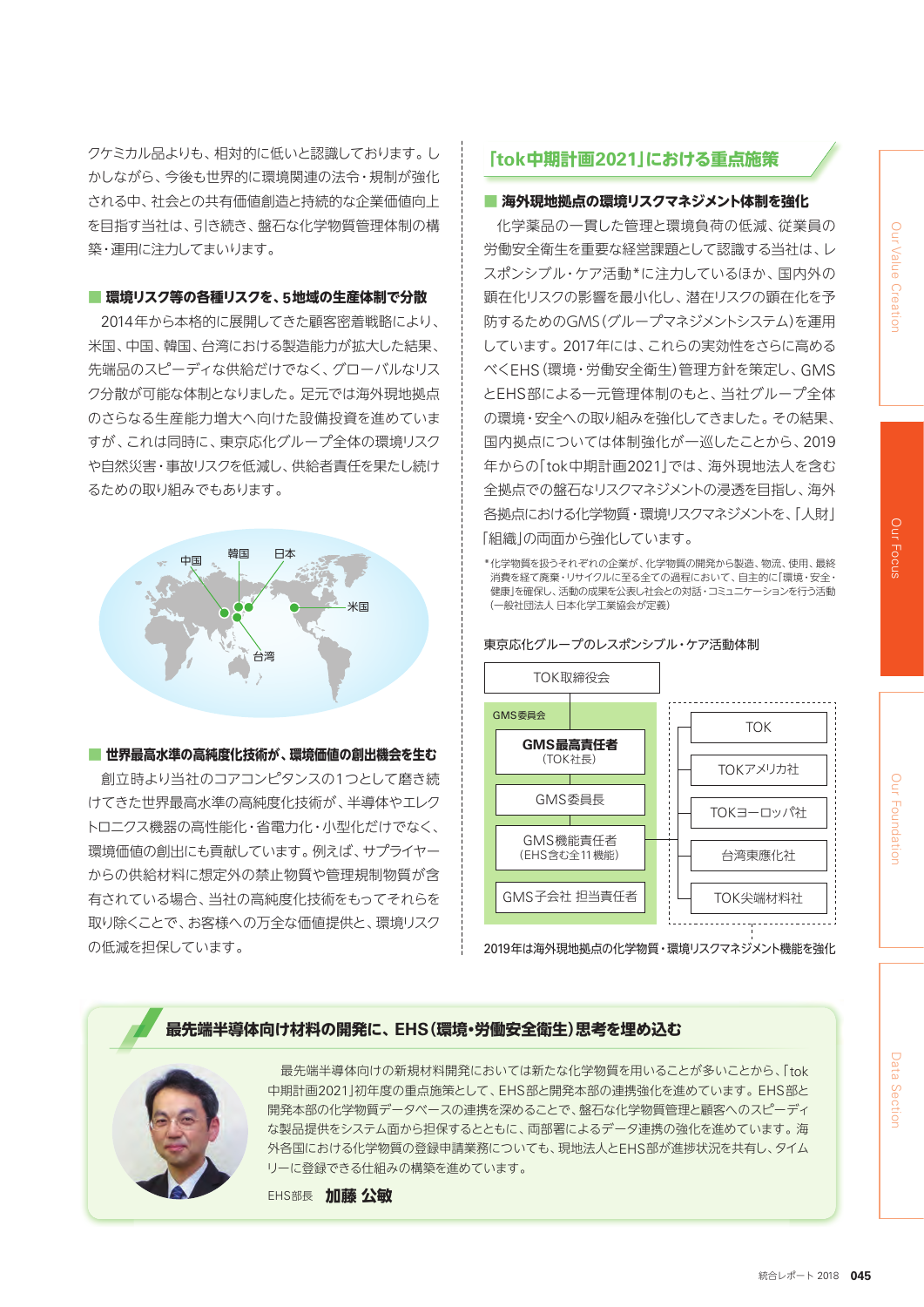クケミカル品よりも、相対的に低いと認識しております。しかしながら、今後も世界的に環境関連の法令・規制が強化される中、社会との共有価値創造と持続的な企業価値向上を目指す当社は、引き続き、盤石な化学物質管理体制の構築・運用に注力してまいります。

### ■ 環境リスク等の各種リスクを、5地域の生産体制で分散

2014年から本格的に展開してきた顧客密着戦略により、米国、中国、韓国、台湾における製造能力が拡大した結果、先端品のスピーディな供給だけでなく、グローバルなリスク分散が可能な体制となりました。足元では海外現地拠点のさらなる生産能力増大へ向けた設備投資を進めていますが、これは同時に、東京応化グループ全体の環境リスクや自然災害・事故リスクを低減し、供給者責任を果たし続けるための取り組みでもあります。

中国　韓国　日本　米国　台湾

### ■ 世界最高水準の高純度化技術が、環境価値の創出機会を生む

創立時より当社のコアコンピタンスの1つとして磨き続けてきた世界最高水準の高純度化技術が、半導体やエレクトロニクス機器の高性能化・省電力化・小型化だけでなく、環境価値の創出にも貢献しています。例えば、サプライヤーからの供給材料に想定外の禁止物質や管理規制物質が含有されている場合、当社の高純度化技術をもってそれらを取り除くことで、お客様への万全な価値提供と、環境リスクの低減を担保しています。

## 「tok中期計画2021」における重点施策

### ■ 海外現地拠点の環境リスクマネジメント体制を強化

化学薬品の一貫した管理と環境負荷の低減、従業員の労働安全衛生を重要な経営課題として認識する当社は、レスポンシブル・ケア活動*に注力しているほか、国内外の顕在化リスクの影響を最小化し、潜在リスクの顕在化を予防するためのGMS（グループマネジメントシステム）を運用しています。2017年には、これらの実効性をさらに高めるべくEHS（環境・労働安全衛生）管理方針を策定し、GMSとEHS部による一元管理体制のもと、当社グループ全体の環境・安全への取り組みを強化してきました。その結果、国内拠点については体制強化が一巡したことから、2019年からの「tok中期計画2021」では、海外現地法人を含む全拠点での盤石なリスクマネジメントの浸透を目指し、海外各拠点における化学物質・環境リスクマネジメントを、「人財」「組織」の両面から強化しています。

*化学物質を扱うそれぞれの企業が、化学物質の開発から製造、物流、使用、最終消費を経て廃棄・リサイクルに至る全ての過程において、自主的に「環境・安全・健康」を確保し、活動の成果を公表し社会との対話・コミュニケーションを行う活動（一般社団法人 日本化学工業協会が定義）

**東京応化グループのレスポンシブル・ケア活動体制**

- TOK取締役会
  - GMS委員会
    - GMS最高責任者（TOK社長）
    - GMS委員長
    - GMS機能責任者（EHS含む全11機能）
    - GMS子会社 担当責任者
  - TOK
  - TOKアメリカ社
  - TOKヨーロッパ社
  - 台湾東應化社
  - TOK尖端材料社

2019年は海外現地拠点の化学物質・環境リスクマネジメント機能を強化

## 最先端半導体向け材料の開発に、EHS（環境・労働安全衛生）思考を埋め込む

最先端半導体向けの新規材料開発においては新たな化学物質を用いることが多いことから、「tok中期計画2021」初年度の重点施策として、EHS部と開発本部の連携強化を進めています。EHS部と開発本部の化学物質データベースの連携を深めることで、盤石な化学物質管理と顧客へのスピーディな製品提供をシステム面から担保するとともに、両部署によるデータ連携の強化を進めています。海外各国における化学物質の登録申請業務についても、現地法人とEHS部が進捗状況を共有し、タイムリーに登録できる仕組みの構築を進めています。

EHS部長　**加藤 公敏**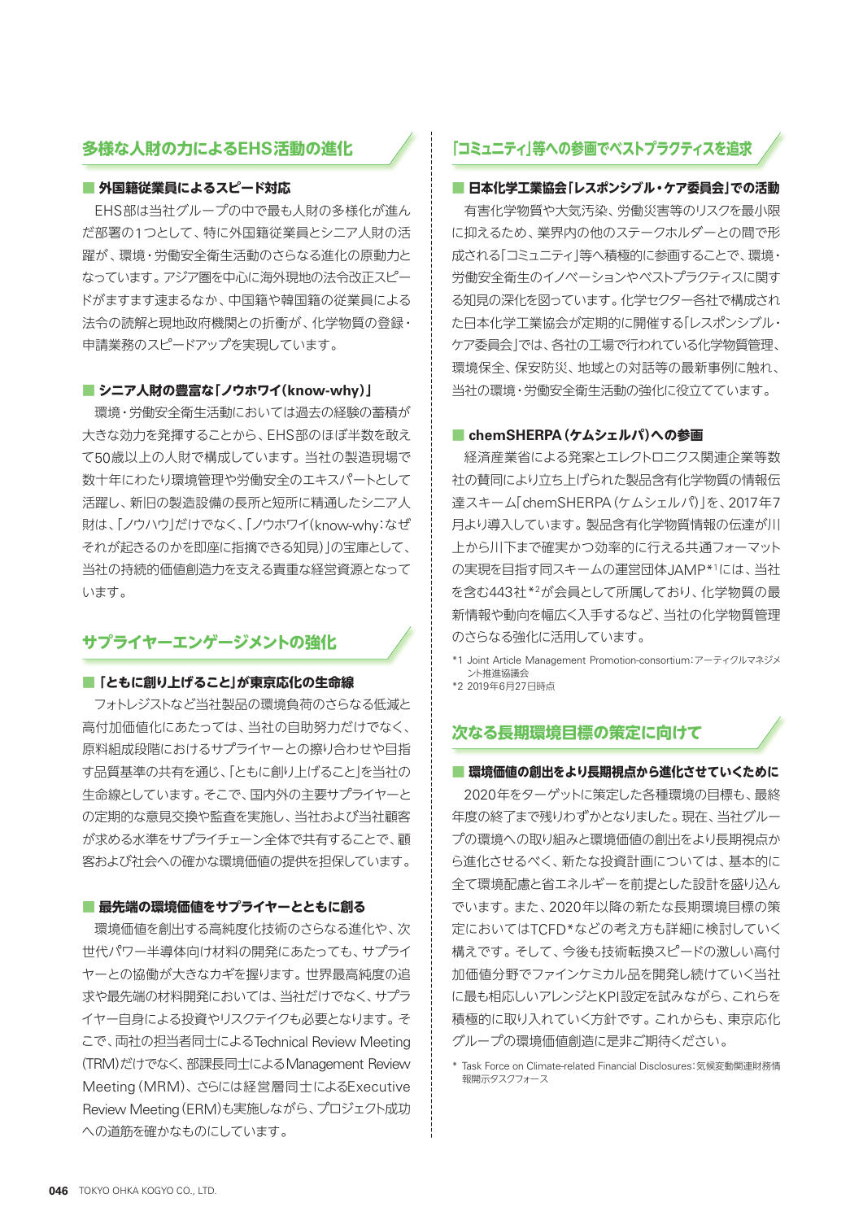## 多様な人財の力によるEHS活動の進化

### ■ 外国籍従業員によるスピード対応

EHS部は当社グループの中で最も人財の多様化が進んだ部署の1つとして、特に外国籍従業員とシニア人財の活躍が、環境・労働安全衛生活動のさらなる進化の原動力となっています。アジア圏を中心に海外現地の法令改正スピードがますます速まるなか、中国籍や韓国籍の従業員による法令の読解と現地政府機関との折衝が、化学物質の登録・申請業務のスピードアップを実現しています。

### ■ シニア人財の豊富な「ノウホワイ（know-why）」

環境・労働安全衛生活動においては過去の経験の蓄積が大きな効力を発揮することから、EHS部のほぼ半数を敢えて50歳以上の人財で構成しています。当社の製造現場で数十年にわたり環境管理や労働安全のエキスパートとして活躍し、新旧の製造設備の長所と短所に精通したシニア人財は、「ノウハウ」だけでなく、「ノウホワイ（know-why：なぜそれが起きるのかを即座に指摘できる知見）」の宝庫として、当社の持続的価値創造力を支える貴重な経営資源となっています。

## サプライヤーエンゲージメントの強化

### ■「ともに創り上げること」が東京応化の生命線

フォトレジストなど当社製品の環境負荷のさらなる低減と高付加価値化にあたっては、当社の自助努力だけでなく、原料組成段階におけるサプライヤーとの擦り合わせや目指す品質基準の共有を通じ、「ともに創り上げること」を当社の生命線としています。そこで、国内外の主要サプライヤーとの定期的な意見交換や監査を実施し、当社および当社顧客が求める水準をサプライチェーン全体で共有することで、顧客および社会への確かな環境価値の提供を担保しています。

### ■ 最先端の環境価値をサプライヤーとともに創る

環境価値を創出する高純度化技術のさらなる進化や、次世代パワー半導体向け材料の開発にあたっても、サプライヤーとの協働が大きなカギを握ります。世界最高純度の追求や最先端の材料開発においては、当社だけでなく、サプライヤー自身による投資やリスクテイクも必要となります。そこで、両社の担当者同士によるTechnical Review Meeting（TRM）だけでなく、部課長同士によるManagement Review Meeting（MRM）、さらには経営層同士によるExecutive Review Meeting（ERM）も実施しながら、プロジェクト成功への道筋を確かなものにしています。

## 「コミュニティ」等への参画でベストプラクティスを追求

### ■ 日本化学工業協会「レスポンシブル・ケア委員会」での活動

有害化学物質や大気汚染、労働災害等のリスクを最小限に抑えるため、業界内の他のステークホルダーとの間で形成される「コミュニティ」等へ積極的に参画することで、環境・労働安全衛生のイノベーションやベストプラクティスに関する知見の深化を図っています。化学セクター各社で構成された日本化学工業協会が定期的に開催する「レスポンシブル・ケア委員会」では、各社の工場で行われている化学物質管理、環境保全、保安防災、地域との対話等の最新事例に触れ、当社の環境・労働安全衛生活動の強化に役立てています。

### ■ chemSHERPA（ケムシェルパ）への参画

経済産業省による発案とエレクトロニクス関連企業等数社の賛同により立ち上げられた製品含有化学物質の情報伝達スキーム「chemSHERPA（ケムシェルパ）」を、2017年7月より導入しています。製品含有化学物質情報の伝達が川上から川下まで確実かつ効率的に行える共通フォーマットの実現を目指す同スキームの運営団体JAMP*1には、当社を含む443社*2が会員として所属しており、化学物質の最新情報や動向を幅広く入手するなど、当社の化学物質管理のさらなる強化に活用しています。

*1 Joint Article Management Promotion-consortium：アーティクルマネジメント推進協議会
*2 2019年6月27日時点

## 次なる長期環境目標の策定に向けて

### ■ 環境価値の創出をより長期視点から進化させていくために

2020年をターゲットに策定した各種環境の目標も、最終年度の終了まで残りわずかとなりました。現在、当社グループの環境への取り組みと環境価値の創出をより長期視点から進化させるべく、新たな投資計画については、基本的に全て環境配慮と省エネルギーを前提とした設計を盛り込んでいます。また、2020年以降の新たな長期環境目標の策定においてはTCFD*などの考え方も詳細に検討していく構えです。そして、今後も技術転換スピードの激しい高付加価値分野でファインケミカル品を開発し続けていく当社に最も相応しいアレンジとKPI設定を試みながら、これらを積極的に取り入れていく方針です。これからも、東京応化グループの環境価値創造に是非ご期待ください。

* Task Force on Climate-related Financial Disclosures：気候変動関連財務情報開示タスクフォース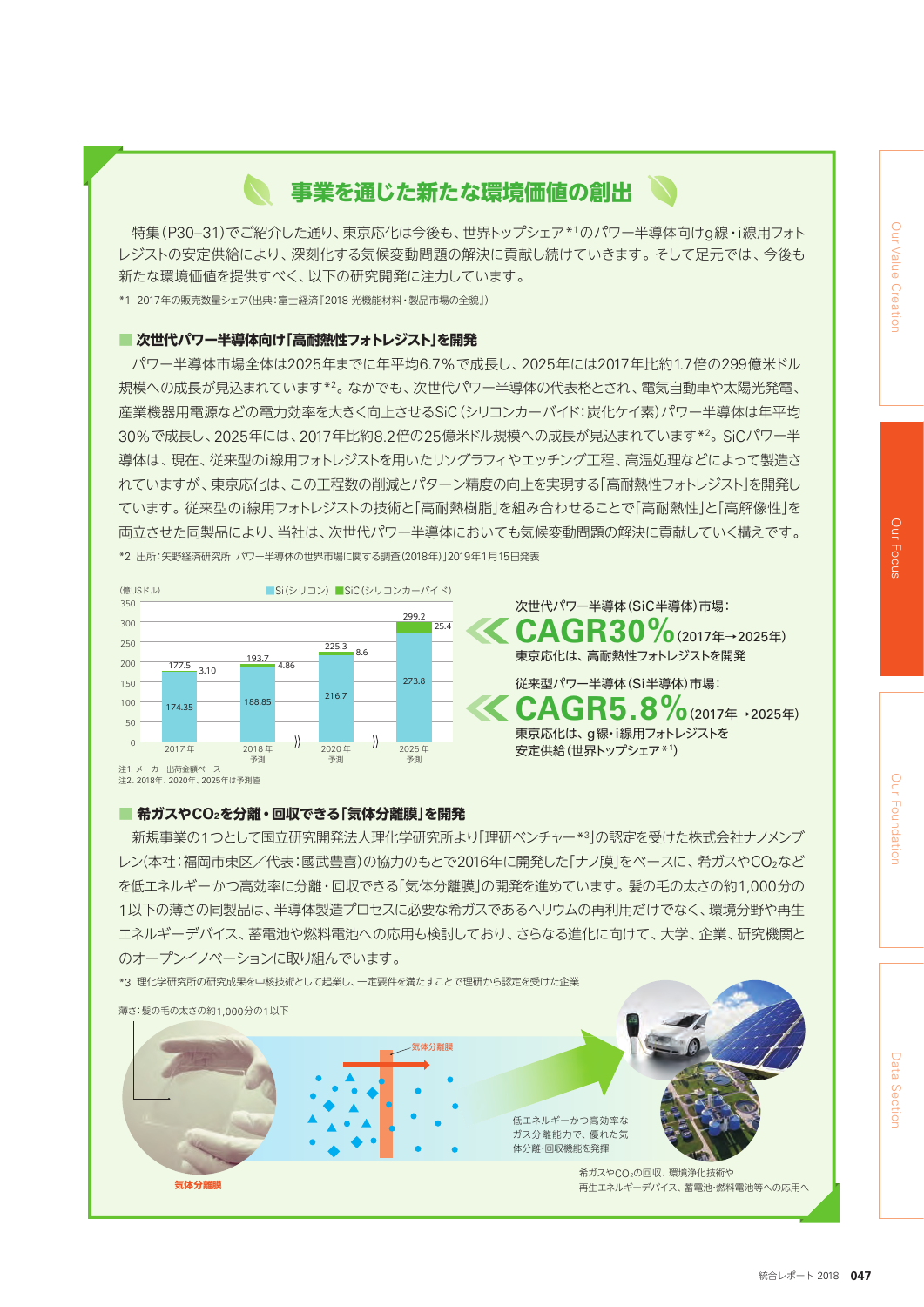## 事業を通じた新たな環境価値の創出

特集（P30–31）でご紹介した通り、東京応化は今後も、世界トップシェア*[1]のパワー半導体向けg線・i線用フォトレジストの安定供給により、深刻化する気候変動問題の解決に貢献し続けていきます。そして足元では、今後も新たな環境価値を提供すべく、以下の研究開発に注力しています。

*1 2017年の販売数量シェア（出典：富士経済「2018 光機能材料・製品市場の全貌」）

### ■ 次世代パワー半導体向け「高耐熱性フォトレジスト」を開発

パワー半導体市場全体は2025年までに年平均6.7%で成長し、2025年には2017年比約1.7倍の299億米ドル規模への成長が見込まれています*[2]。なかでも、次世代パワー半導体の代表格とされ、電気自動車や太陽光発電、産業機器用電源などの電力効率を大きく向上させるSiC（シリコンカーバイド：炭化ケイ素）パワー半導体は年平均30%で成長し、2025年には、2017年比約8.2倍の25億米ドル規模への成長が見込まれています*[2]。SiCパワー半導体は、現在、従来型のi線用フォトレジストを用いたリソグラフィやエッチング工程、高温処理などによって製造されていますが、東京応化は、この工程数の削減とパターン精度の向上を実現する「高耐熱性フォトレジスト」を開発しています。従来型のi線用フォトレジストの技術と「高耐熱樹脂」を組み合わせることで「高耐熱性」と「高解像性」を両立させた同製品により、当社は、次世代パワー半導体においても気候変動問題の解決に貢献していく構えです。

*2 出所：矢野経済研究所「パワー半導体の世界市場に関する調査（2018年）」2019年1月15日発表

（億USドル）
■Si（シリコン） ■SiC（シリコンカーバイド）

350
300
250
200
150
100
50
0

2017年：177.5（174.35／3.10）
2018年 予測：193.7（188.85／4.86）
2020年 予測：225.3（216.7／8.6）
2025年 予測：299.2（273.8／25.4）

注1. メーカー出荷金額ベース
注2. 2018年、2020年、2025年は予測値

次世代パワー半導体（SiC半導体）市場：
CAGR30%（2017年→2025年）
東京応化は、高耐熱性フォトレジストを開発

従来型パワー半導体（Si半導体）市場：
CAGR5.8%（2017年→2025年）
東京応化は、g線・i線用フォトレジストを安定供給（世界トップシェア*[1]）

### ■ 希ガスや$CO_2$を分離・回収できる「気体分離膜」を開発

新規事業の1つとして国立研究開発法人理化学研究所より「理研ベンチャー*[3]」の認定を受けた株式会社ナノメンブレン（本社：福岡市東区／代表：國武豊喜）の協力のもとで2016年に開発した「ナノ膜」をベースに、希ガスや$CO_2$などを低エネルギーかつ高効率に分離・回収できる「気体分離膜」の開発を進めています。髪の毛の太さの約1,000分の1以下の薄さの同製品は、半導体製造プロセスに必要な希ガスであるヘリウムの再利用だけでなく、環境分野や再生エネルギーデバイス、蓄電池や燃料電池への応用も検討しており、さらなる進化に向けて、大学、企業、研究機関とのオープンイノベーションに取り組んでいます。

*3 理化学研究所の研究成果を中核技術として起業し、一定要件を満たすことで理研から認定を受けた企業

薄さ：髪の毛の太さの約1,000分の1以下

気体分離膜

気体分離膜

低エネルギーかつ高効率なガス分離能力で、優れた気体分離・回収機能を発揮

希ガスや$CO_2$の回収、環境浄化技術や再生エネルギーデバイス、蓄電池・燃料電池等への応用へ